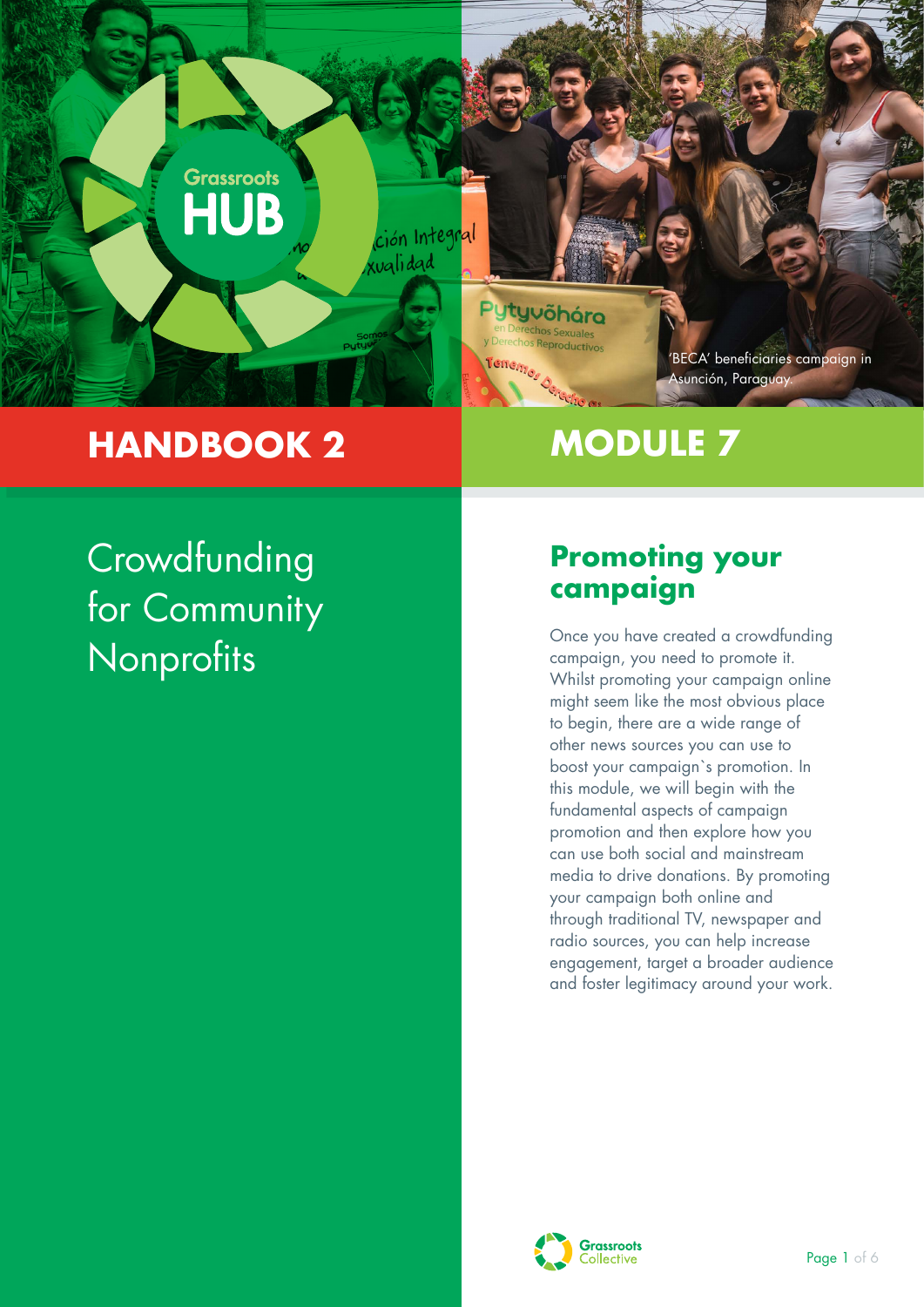'BECA' beneficiaries campaign in Asunción, Paraguay.

# HANDBOOK 2

# MODULE 7

## Crowdfunding for Community Nonprofits

## Promoting your campaign

Once you have created a crowdfunding campaign, you need to promote it. Whilst promoting your campaign online might seem like the most obvious place to begin, there are a wide range of other news sources you can use to boost your campaign`s promotion. In this module, we will begin with the fundamental aspects of campaign promotion and then explore how you can use both social and mainstream media to drive donations. By promoting your campaign both online and through traditional TV, newspaper and radio sources, you can help increase engagement, target a broader audience and foster legitimacy around your work.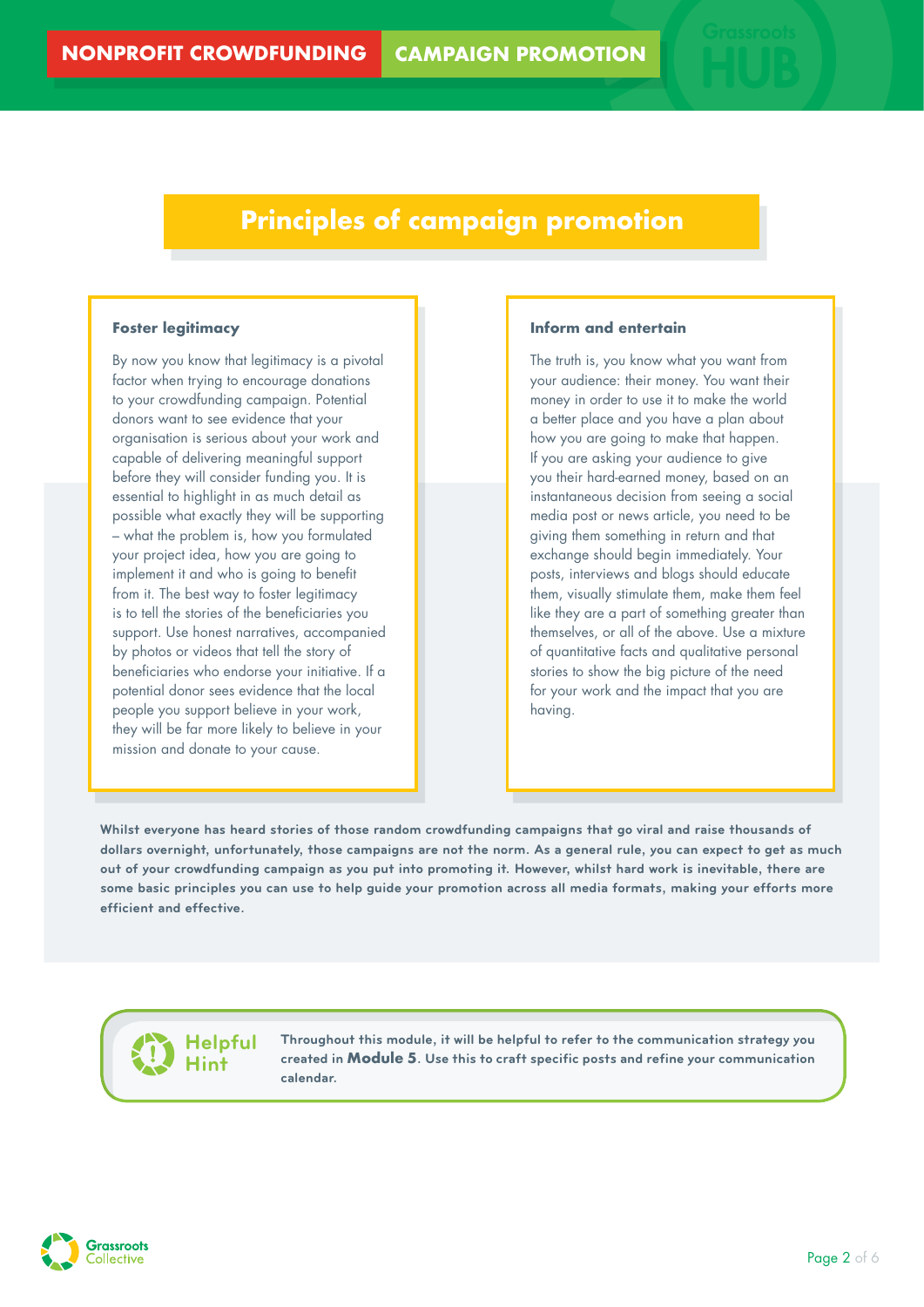# Principles of campaign promotion

### Foster legitimacy

By now you know that legitimacy is a pivotal factor when trying to encourage donations to your crowdfunding campaign. Potential donors want to see evidence that your organisation is serious about your work and capable of delivering meaningful support before they will consider funding you. It is essential to highlight in as much detail as possible what exactly they will be supporting – what the problem is, how you formulated your project idea, how you are going to implement it and who is going to benefit from it. The best way to foster legitimacy is to tell the stories of the beneficiaries you support. Use honest narratives, accompanied by photos or videos that tell the story of beneficiaries who endorse your initiative. If a potential donor sees evidence that the local people you support believe in your work, they will be far more likely to believe in your mission and donate to your cause.

### Inform and entertain

The truth is, you know what you want from your audience: their money. You want their money in order to use it to make the world a better place and you have a plan about how you are going to make that happen. If you are asking your audience to give you their hard-earned money, based on an instantaneous decision from seeing a social media post or news article, you need to be giving them something in return and that exchange should begin immediately. Your posts, interviews and blogs should educate them, visually stimulate them, make them feel like they are a part of something greater than themselves, or all of the above. Use a mixture of quantitative facts and qualitative personal stories to show the big picture of the need for your work and the impact that you are having.

**Whilst everyone has heard stories of those random crowdfunding campaigns that go viral and raise thousands of dollars overnight, unfortunately, those campaigns are not the norm. As a general rule, you can expect to get as much out of your crowdfunding campaign as you put into promoting it. However, whilst hard work is inevitable, there are some basic principles you can use to help guide your promotion across all media formats, making your efforts more efficient and effective.**

**Helpful Hint**

**Throughout this module, it will be helpful to refer to the communication strategy you created in Module 5. Use this to craft specific posts and refine your communication calendar.**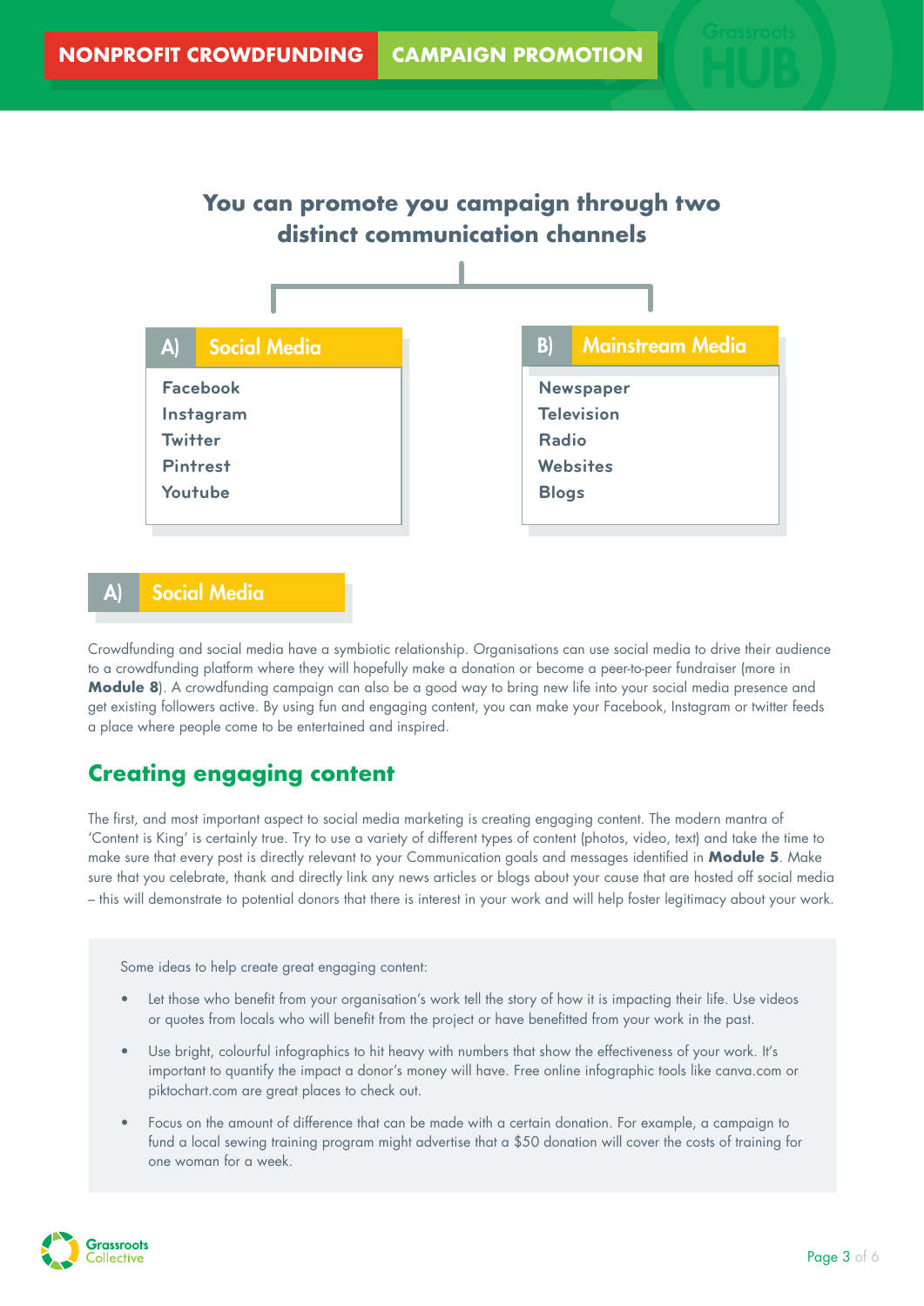## You can promote you campaign through two distinct communication channels

| A) Social Media | B) Mainstream Media |
|---|---|
| Facebook | Newspaper |
| Instagram | Television |
| Twitter | Radio |
| Pintrest | Websites |
| Youtube | Blogs |

## A) Social Media

Crowdfunding and social media have a symbiotic relationship. Organisations can use social media to drive their audience to a crowdfunding platform where they will hopefully make a donation or become a peer-to-peer fundraiser (more in **Module 8**). A crowdfunding campaign can also be a good way to bring new life into your social media presence and get existing followers active. By using fun and engaging content, you can make your Facebook, Instagram or twitter feeds a place where people come to be entertained and inspired.

## Creating engaging content

The first, and most important aspect to social media marketing is creating engaging content. The modern mantra of 'Content is King' is certainly true. Try to use a variety of different types of content (photos, video, text) and take the time to make sure that every post is directly relevant to your Communication goals and messages identified in **Module 5**. Make sure that you celebrate, thank and directly link any news articles or blogs about your cause that are hosted off social media – this will demonstrate to potential donors that there is interest in your work and will help foster legitimacy about your work.

Some ideas to help create great engaging content:

- Let those who benefit from your organisation's work tell the story of how it is impacting their life. Use videos or quotes from locals who will benefit from the project or have benefitted from your work in the past.
- Use bright, colourful infographics to hit heavy with numbers that show the effectiveness of your work. It's important to quantify the impact a donor's money will have. Free online infographic tools like canva.com or piktochart.com are great places to check out.
- Focus on the amount of difference that can be made with a certain donation. For example, a campaign to fund a local sewing training program might advertise that a $50 donation will cover the costs of training for one woman for a week.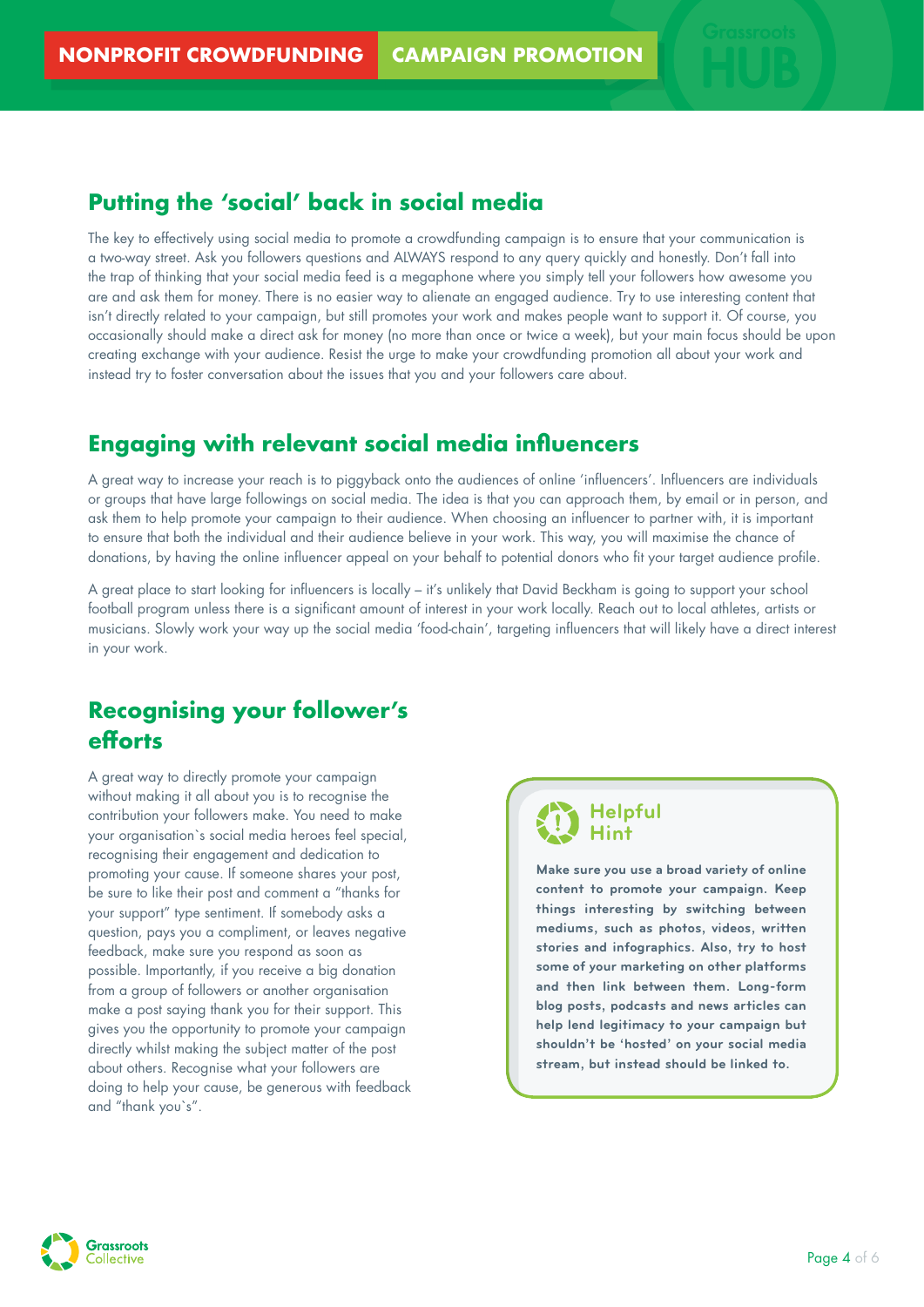## Putting the 'social' back in social media

The key to effectively using social media to promote a crowdfunding campaign is to ensure that your communication is a two-way street. Ask you followers questions and ALWAYS respond to any query quickly and honestly. Don't fall into the trap of thinking that your social media feed is a megaphone where you simply tell your followers how awesome you are and ask them for money. There is no easier way to alienate an engaged audience. Try to use interesting content that isn't directly related to your campaign, but still promotes your work and makes people want to support it. Of course, you occasionally should make a direct ask for money (no more than once or twice a week), but your main focus should be upon creating exchange with your audience. Resist the urge to make your crowdfunding promotion all about your work and instead try to foster conversation about the issues that you and your followers care about.

## Engaging with relevant social media influencers

A great way to increase your reach is to piggyback onto the audiences of online 'influencers'. Influencers are individuals or groups that have large followings on social media. The idea is that you can approach them, by email or in person, and ask them to help promote your campaign to their audience. When choosing an influencer to partner with, it is important to ensure that both the individual and their audience believe in your work. This way, you will maximise the chance of donations, by having the online influencer appeal on your behalf to potential donors who fit your target audience profile.

A great place to start looking for influencers is locally – it's unlikely that David Beckham is going to support your school football program unless there is a significant amount of interest in your work locally. Reach out to local athletes, artists or musicians. Slowly work your way up the social media 'food-chain', targeting influencers that will likely have a direct interest in your work.

## Recognising your follower's efforts

A great way to directly promote your campaign without making it all about you is to recognise the contribution your followers make. You need to make your organisation`s social media heroes feel special, recognising their engagement and dedication to promoting your cause. If someone shares your post, be sure to like their post and comment a "thanks for your support" type sentiment. If somebody asks a question, pays you a compliment, or leaves negative feedback, make sure you respond as soon as possible. Importantly, if you receive a big donation from a group of followers or another organisation make a post saying thank you for their support. This gives you the opportunity to promote your campaign directly whilst making the subject matter of the post about others. Recognise what your followers are doing to help your cause, be generous with feedback and "thank you`s".

**Helpful Hint**

**Make sure you use a broad variety of online content to promote your campaign. Keep things interesting by switching between mediums, such as photos, videos, written stories and infographics. Also, try to host some of your marketing on other platforms and then link between them. Long-form blog posts, podcasts and news articles can help lend legitimacy to your campaign but shouldn't be 'hosted' on your social media stream, but instead should be linked to.**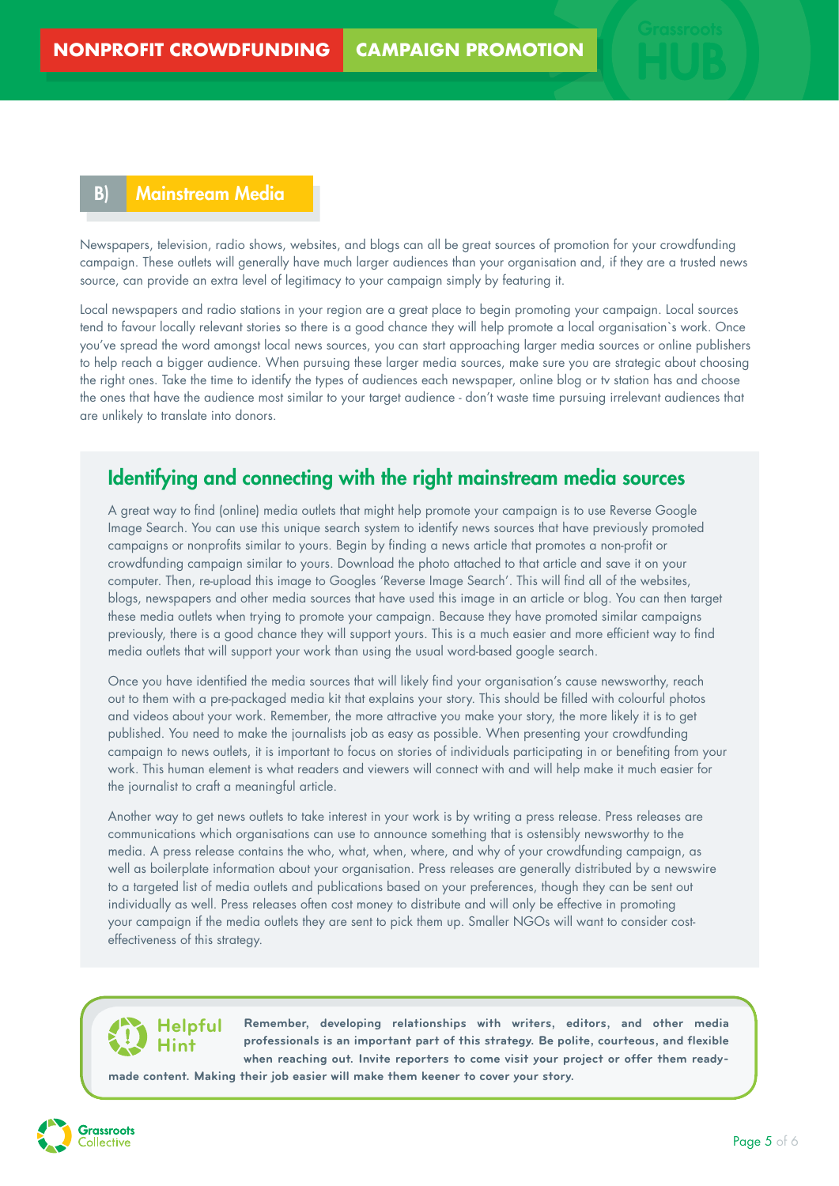## B) Mainstream Media

Newspapers, television, radio shows, websites, and blogs can all be great sources of promotion for your crowdfunding campaign. These outlets will generally have much larger audiences than your organisation and, if they are a trusted news source, can provide an extra level of legitimacy to your campaign simply by featuring it.

Local newspapers and radio stations in your region are a great place to begin promoting your campaign. Local sources tend to favour locally relevant stories so there is a good chance they will help promote a local organisation`s work. Once you've spread the word amongst local news sources, you can start approaching larger media sources or online publishers to help reach a bigger audience. When pursuing these larger media sources, make sure you are strategic about choosing the right ones. Take the time to identify the types of audiences each newspaper, online blog or tv station has and choose the ones that have the audience most similar to your target audience - don't waste time pursuing irrelevant audiences that are unlikely to translate into donors.

### Identifying and connecting with the right mainstream media sources

A great way to find (online) media outlets that might help promote your campaign is to use Reverse Google Image Search. You can use this unique search system to identify news sources that have previously promoted campaigns or nonprofits similar to yours. Begin by finding a news article that promotes a non-profit or crowdfunding campaign similar to yours. Download the photo attached to that article and save it on your computer. Then, re-upload this image to Googles 'Reverse Image Search'. This will find all of the websites, blogs, newspapers and other media sources that have used this image in an article or blog. You can then target these media outlets when trying to promote your campaign. Because they have promoted similar campaigns previously, there is a good chance they will support yours. This is a much easier and more efficient way to find media outlets that will support your work than using the usual word-based google search.

Once you have identified the media sources that will likely find your organisation's cause newsworthy, reach out to them with a pre-packaged media kit that explains your story. This should be filled with colourful photos and videos about your work. Remember, the more attractive you make your story, the more likely it is to get published. You need to make the journalists job as easy as possible. When presenting your crowdfunding campaign to news outlets, it is important to focus on stories of individuals participating in or benefiting from your work. This human element is what readers and viewers will connect with and will help make it much easier for the journalist to craft a meaningful article.

Another way to get news outlets to take interest in your work is by writing a press release. Press releases are communications which organisations can use to announce something that is ostensibly newsworthy to the media. A press release contains the who, what, when, where, and why of your crowdfunding campaign, as well as boilerplate information about your organisation. Press releases are generally distributed by a newswire to a targeted list of media outlets and publications based on your preferences, though they can be sent out individually as well. Press releases often cost money to distribute and will only be effective in promoting your campaign if the media outlets they are sent to pick them up. Smaller NGOs will want to consider cost-effectiveness of this strategy.

**Helpful Hint**

**Remember, developing relationships with writers, editors, and other media professionals is an important part of this strategy. Be polite, courteous, and flexible when reaching out. Invite reporters to come visit your project or offer them ready-made content. Making their job easier will make them keener to cover your story.**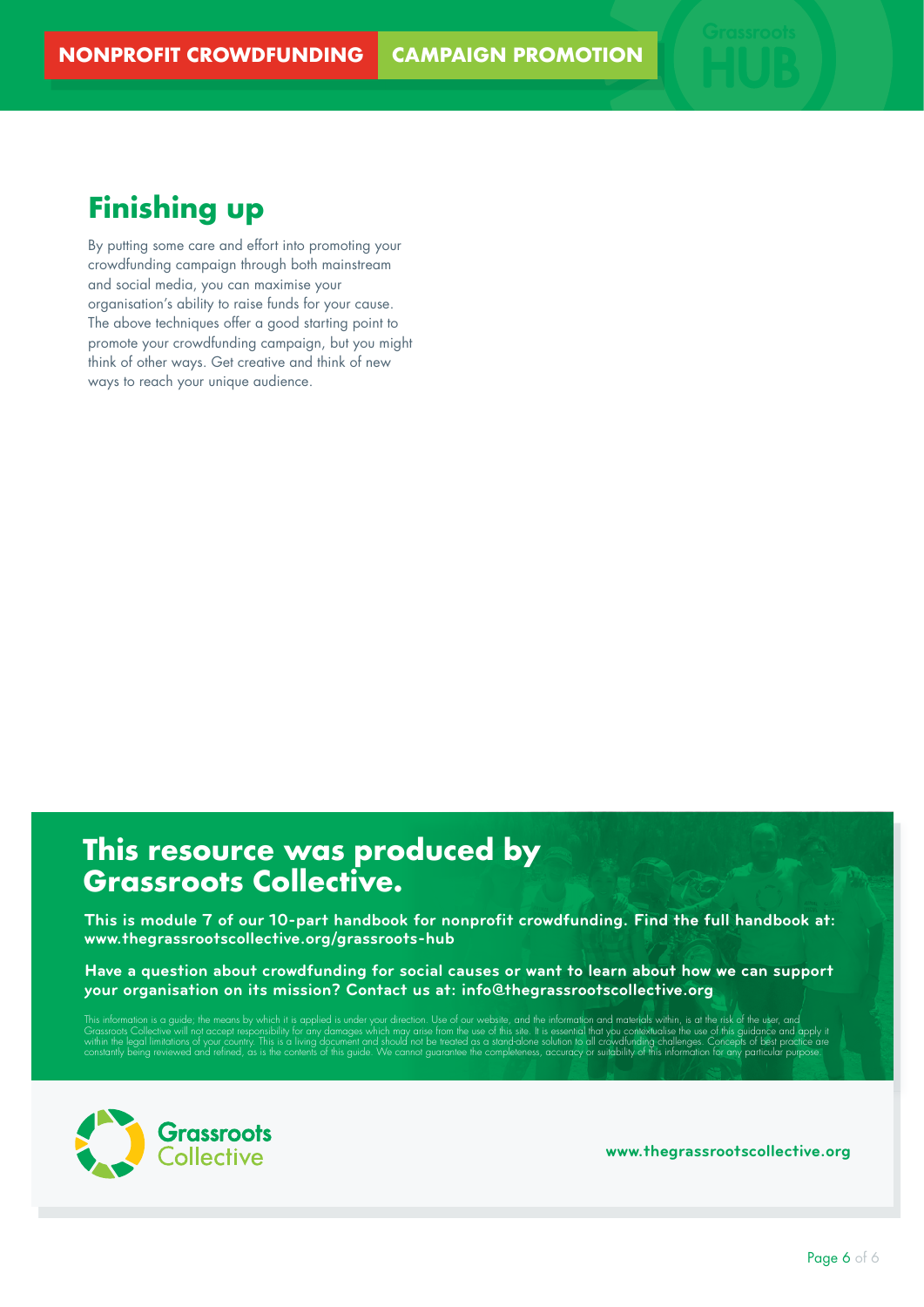## Finishing up

By putting some care and effort into promoting your crowdfunding campaign through both mainstream and social media, you can maximise your organisation's ability to raise funds for your cause. The above techniques offer a good starting point to promote your crowdfunding campaign, but you might think of other ways. Get creative and think of new ways to reach your unique audience.

## This resource was produced by Grassroots Collective.

**This is module 7 of our 10-part handbook for nonprofit crowdfunding. Find the full handbook at: www.thegrassrootscollective.org/grassroots-hub**

**Have a question about crowdfunding for social causes or want to learn about how we can support your organisation on its mission? Contact us at: info@thegrassrootscollective.org**

This information is a guide, the means by which it is applied is under your direction. Use of our website, and the information and materials within, is at the risk of the user, and Grassroots Collective will not accept responsibility for any damages which may arise from the use of this site. It is essential that you contextualise the use of this guidance and apply it within the legal limitations of your country. This is a living document and should not be treated as a stand-alone solution to all crowdfunding challenges. Concepts of best practice are constantly being reviewed and refined, as is the contents of this guide. We cannot guarantee the completeness, accuracy or suitability of this information for any particular purpose.

Grassroots Collective

www.thegrassrootscollective.org